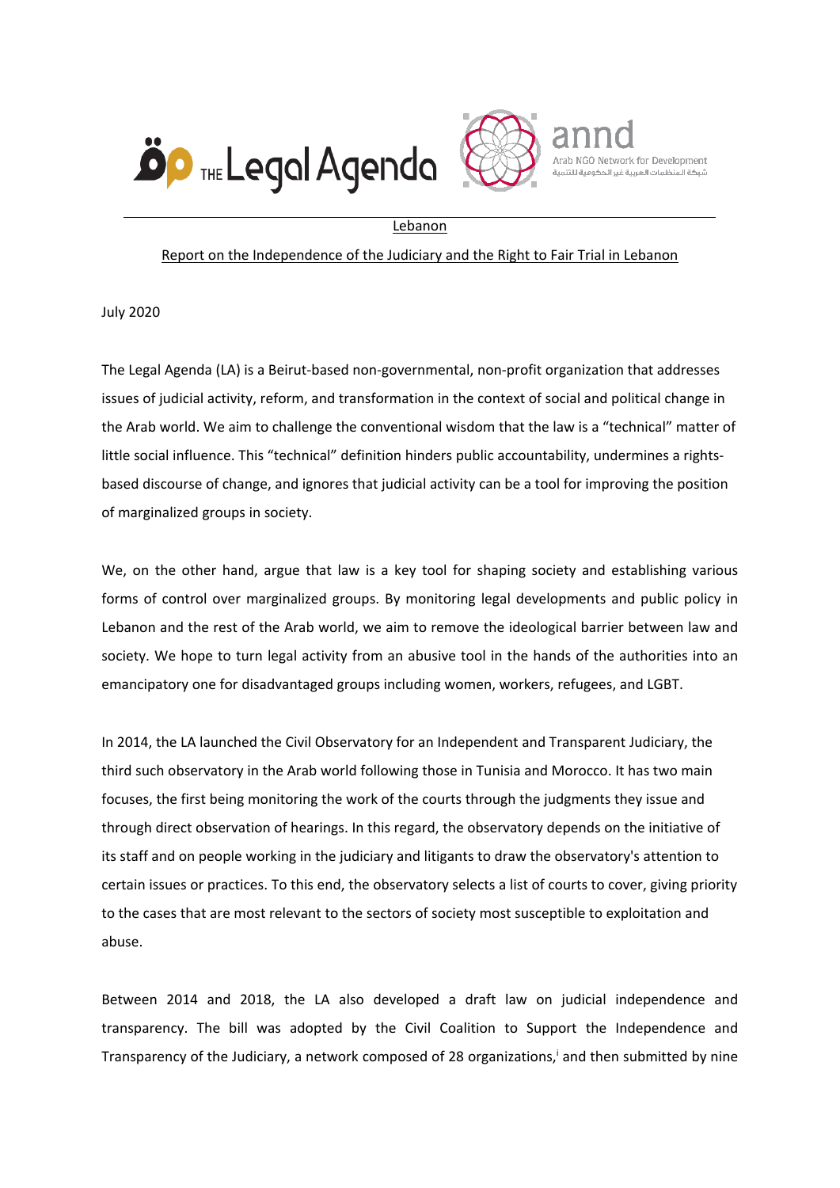Lebanon

Report on the Independence of the Judiciary and the Right to Fair Trial in Lebanon

July 2020

The Legal Agenda (LA) is a Beirut-based non-governmental, non-profit organization that addresses issues of judicial activity, reform, and transformation in the context of social and political change in the Arab world. We aim to challenge the conventional wisdom that the law is a "technical" matter of little social influence. This "technical" definition hinders public accountability, undermines a rights-based discourse of change, and ignores that judicial activity can be a tool for improving the position of marginalized groups in society.

We, on the other hand, argue that law is a key tool for shaping society and establishing various forms of control over marginalized groups. By monitoring legal developments and public policy in Lebanon and the rest of the Arab world, we aim to remove the ideological barrier between law and society. We hope to turn legal activity from an abusive tool in the hands of the authorities into an emancipatory one for disadvantaged groups including women, workers, refugees, and LGBT.

In 2014, the LA launched the Civil Observatory for an Independent and Transparent Judiciary, the third such observatory in the Arab world following those in Tunisia and Morocco. It has two main focuses, the first being monitoring the work of the courts through the judgments they issue and through direct observation of hearings. In this regard, the observatory depends on the initiative of its staff and on people working in the judiciary and litigants to draw the observatory's attention to certain issues or practices. To this end, the observatory selects a list of courts to cover, giving priority to the cases that are most relevant to the sectors of society most susceptible to exploitation and abuse.

Between 2014 and 2018, the LA also developed a draft law on judicial independence and transparency. The bill was adopted by the Civil Coalition to Support the Independence and Transparency of the Judiciary, a network composed of 28 organizations,[i] and then submitted by nine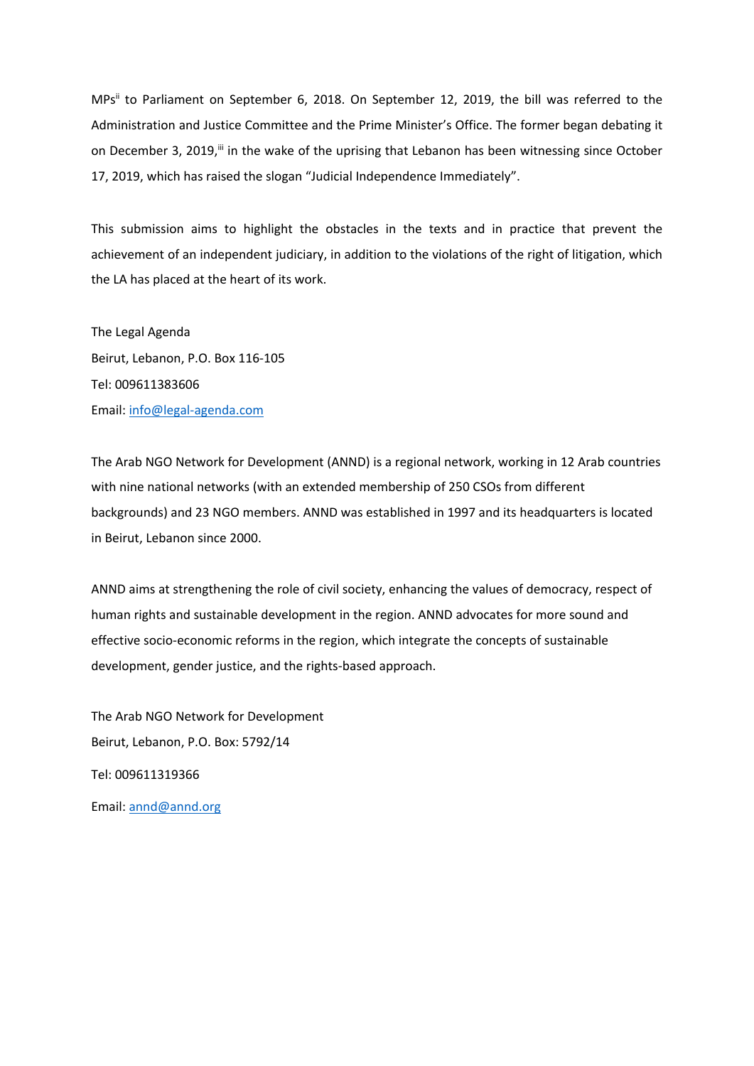MPs[ii] to Parliament on September 6, 2018. On September 12, 2019, the bill was referred to the Administration and Justice Committee and the Prime Minister's Office. The former began debating it on December 3, 2019,[iii] in the wake of the uprising that Lebanon has been witnessing since October 17, 2019, which has raised the slogan "Judicial Independence Immediately".

This submission aims to highlight the obstacles in the texts and in practice that prevent the achievement of an independent judiciary, in addition to the violations of the right of litigation, which the LA has placed at the heart of its work.

The Legal Agenda  
Beirut, Lebanon, P.O. Box 116-105  
Tel: 009611383606  
Email: info@legal-agenda.com

The Arab NGO Network for Development (ANND) is a regional network, working in 12 Arab countries with nine national networks (with an extended membership of 250 CSOs from different backgrounds) and 23 NGO members. ANND was established in 1997 and its headquarters is located in Beirut, Lebanon since 2000.

ANND aims at strengthening the role of civil society, enhancing the values of democracy, respect of human rights and sustainable development in the region. ANND advocates for more sound and effective socio-economic reforms in the region, which integrate the concepts of sustainable development, gender justice, and the rights-based approach.

The Arab NGO Network for Development  
Beirut, Lebanon, P.O. Box: 5792/14  
Tel: 009611319366  
Email: annd@annd.org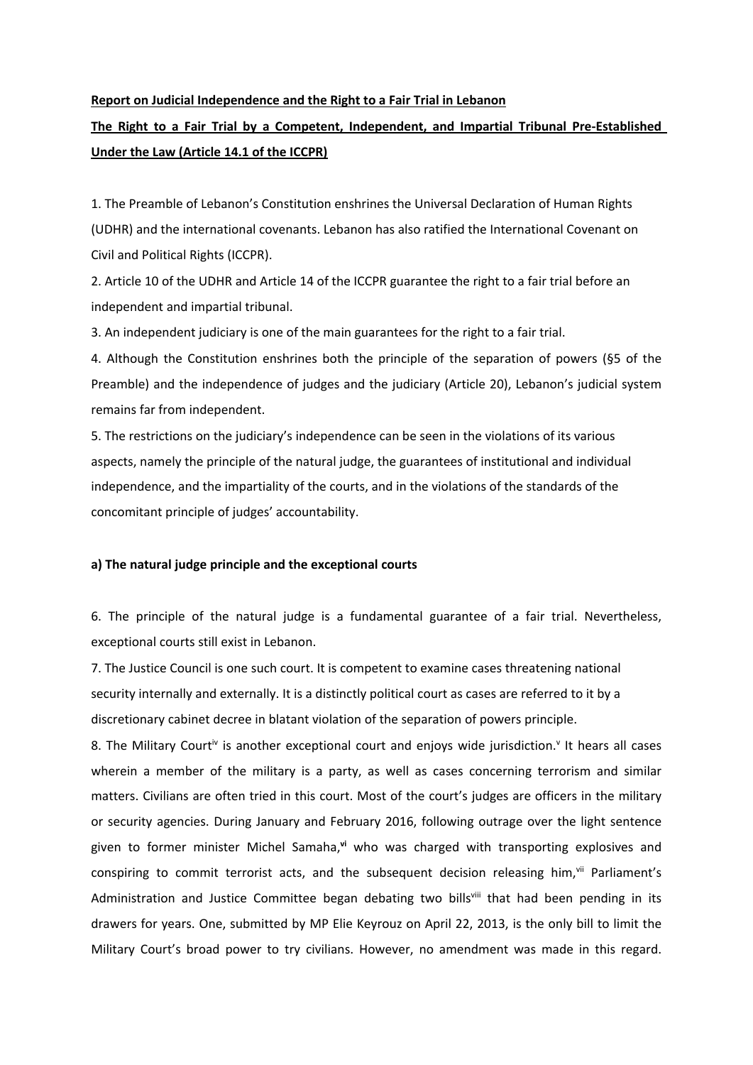**Report on Judicial Independence and the Right to a Fair Trial in Lebanon**

**The Right to a Fair Trial by a Competent, Independent, and Impartial Tribunal Pre-Established Under the Law (Article 14.1 of the ICCPR)**

1. The Preamble of Lebanon's Constitution enshrines the Universal Declaration of Human Rights (UDHR) and the international covenants. Lebanon has also ratified the International Covenant on Civil and Political Rights (ICCPR).

2. Article 10 of the UDHR and Article 14 of the ICCPR guarantee the right to a fair trial before an independent and impartial tribunal.

3. An independent judiciary is one of the main guarantees for the right to a fair trial.

4. Although the Constitution enshrines both the principle of the separation of powers (§5 of the Preamble) and the independence of judges and the judiciary (Article 20), Lebanon's judicial system remains far from independent.

5. The restrictions on the judiciary's independence can be seen in the violations of its various aspects, namely the principle of the natural judge, the guarantees of institutional and individual independence, and the impartiality of the courts, and in the violations of the standards of the concomitant principle of judges' accountability.

**a) The natural judge principle and the exceptional courts**

6. The principle of the natural judge is a fundamental guarantee of a fair trial. Nevertheless, exceptional courts still exist in Lebanon.

7. The Justice Council is one such court. It is competent to examine cases threatening national security internally and externally. It is a distinctly political court as cases are referred to it by a discretionary cabinet decree in blatant violation of the separation of powers principle.

8. The Military Court[iv] is another exceptional court and enjoys wide jurisdiction.[v] It hears all cases wherein a member of the military is a party, as well as cases concerning terrorism and similar matters. Civilians are often tried in this court. Most of the court's judges are officers in the military or security agencies. During January and February 2016, following outrage over the light sentence given to former minister Michel Samaha,[vi] who was charged with transporting explosives and conspiring to commit terrorist acts, and the subsequent decision releasing him,[vii] Parliament's Administration and Justice Committee began debating two bills[viii] that had been pending in its drawers for years. One, submitted by MP Elie Keyrouz on April 22, 2013, is the only bill to limit the Military Court's broad power to try civilians. However, no amendment was made in this regard.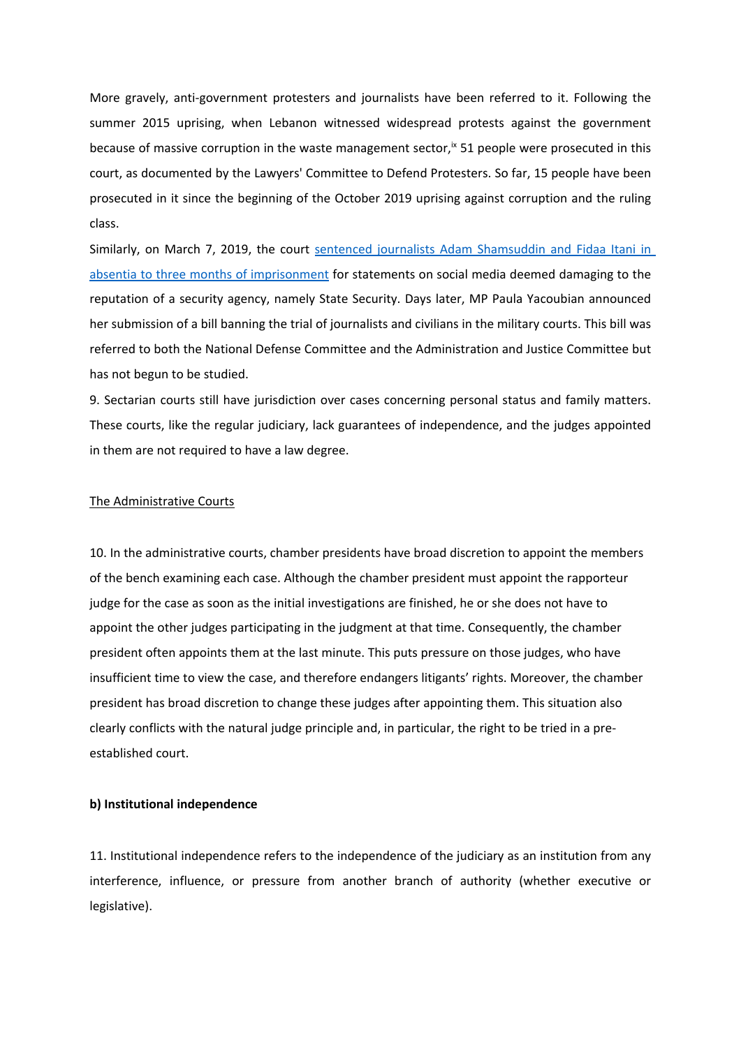More gravely, anti-government protesters and journalists have been referred to it. Following the summer 2015 uprising, when Lebanon witnessed widespread protests against the government because of massive corruption in the waste management sector,[ix] 51 people were prosecuted in this court, as documented by the Lawyers' Committee to Defend Protesters. So far, 15 people have been prosecuted in it since the beginning of the October 2019 uprising against corruption and the ruling class.

Similarly, on March 7, 2019, the court sentenced journalists Adam Shamsuddin and Fidaa Itani in absentia to three months of imprisonment for statements on social media deemed damaging to the reputation of a security agency, namely State Security. Days later, MP Paula Yacoubian announced her submission of a bill banning the trial of journalists and civilians in the military courts. This bill was referred to both the National Defense Committee and the Administration and Justice Committee but has not begun to be studied.

9. Sectarian courts still have jurisdiction over cases concerning personal status and family matters. These courts, like the regular judiciary, lack guarantees of independence, and the judges appointed in them are not required to have a law degree.

The Administrative Courts

10. In the administrative courts, chamber presidents have broad discretion to appoint the members of the bench examining each case. Although the chamber president must appoint the rapporteur judge for the case as soon as the initial investigations are finished, he or she does not have to appoint the other judges participating in the judgment at that time. Consequently, the chamber president often appoints them at the last minute. This puts pressure on those judges, who have insufficient time to view the case, and therefore endangers litigants' rights. Moreover, the chamber president has broad discretion to change these judges after appointing them. This situation also clearly conflicts with the natural judge principle and, in particular, the right to be tried in a pre-established court.

**b) Institutional independence**

11. Institutional independence refers to the independence of the judiciary as an institution from any interference, influence, or pressure from another branch of authority (whether executive or legislative).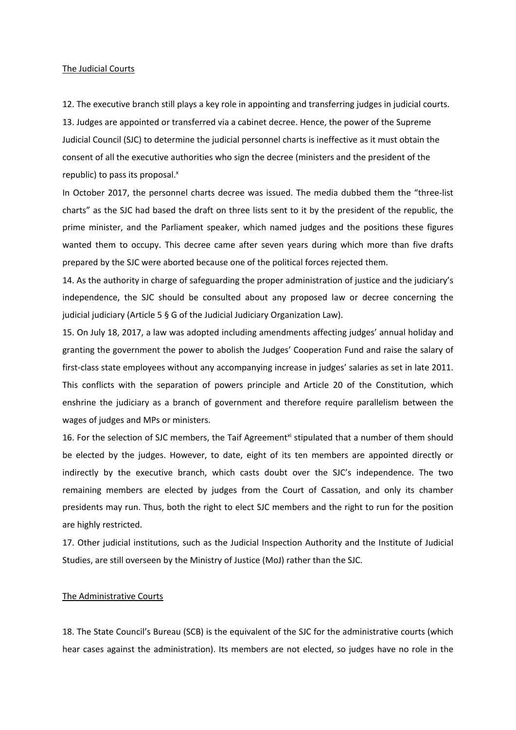The Judicial Courts

12. The executive branch still plays a key role in appointing and transferring judges in judicial courts.

13. Judges are appointed or transferred via a cabinet decree. Hence, the power of the Supreme Judicial Council (SJC) to determine the judicial personnel charts is ineffective as it must obtain the consent of all the executive authorities who sign the decree (ministers and the president of the republic) to pass its proposal.[x]

In October 2017, the personnel charts decree was issued. The media dubbed them the "three-list charts" as the SJC had based the draft on three lists sent to it by the president of the republic, the prime minister, and the Parliament speaker, which named judges and the positions these figures wanted them to occupy. This decree came after seven years during which more than five drafts prepared by the SJC were aborted because one of the political forces rejected them.

14. As the authority in charge of safeguarding the proper administration of justice and the judiciary's independence, the SJC should be consulted about any proposed law or decree concerning the judicial judiciary (Article 5 § G of the Judicial Judiciary Organization Law).

15. On July 18, 2017, a law was adopted including amendments affecting judges' annual holiday and granting the government the power to abolish the Judges' Cooperation Fund and raise the salary of first-class state employees without any accompanying increase in judges' salaries as set in late 2011. This conflicts with the separation of powers principle and Article 20 of the Constitution, which enshrine the judiciary as a branch of government and therefore require parallelism between the wages of judges and MPs or ministers.

16. For the selection of SJC members, the Taif Agreement[xi] stipulated that a number of them should be elected by the judges. However, to date, eight of its ten members are appointed directly or indirectly by the executive branch, which casts doubt over the SJC's independence. The two remaining members are elected by judges from the Court of Cassation, and only its chamber presidents may run. Thus, both the right to elect SJC members and the right to run for the position are highly restricted.

17. Other judicial institutions, such as the Judicial Inspection Authority and the Institute of Judicial Studies, are still overseen by the Ministry of Justice (MoJ) rather than the SJC.

The Administrative Courts

18. The State Council's Bureau (SCB) is the equivalent of the SJC for the administrative courts (which hear cases against the administration). Its members are not elected, so judges have no role in the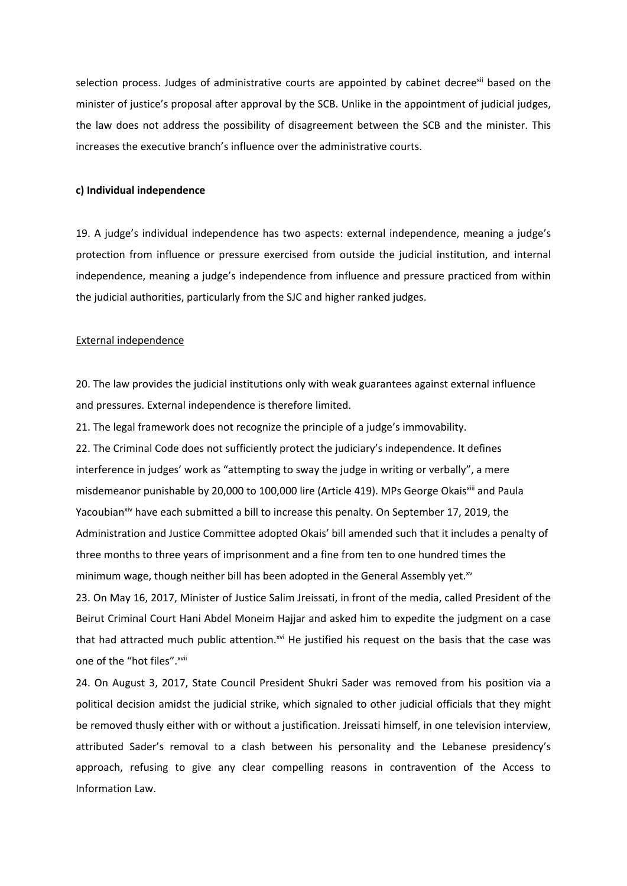selection process. Judges of administrative courts are appointed by cabinet decree[xii] based on the minister of justice's proposal after approval by the SCB. Unlike in the appointment of judicial judges, the law does not address the possibility of disagreement between the SCB and the minister. This increases the executive branch's influence over the administrative courts.

**c) Individual independence**

19. A judge's individual independence has two aspects: external independence, meaning a judge's protection from influence or pressure exercised from outside the judicial institution, and internal independence, meaning a judge's independence from influence and pressure practiced from within the judicial authorities, particularly from the SJC and higher ranked judges.

External independence

20. The law provides the judicial institutions only with weak guarantees against external influence and pressures. External independence is therefore limited.

21. The legal framework does not recognize the principle of a judge's immovability.

22. The Criminal Code does not sufficiently protect the judiciary's independence. It defines interference in judges' work as "attempting to sway the judge in writing or verbally", a mere misdemeanor punishable by 20,000 to 100,000 lire (Article 419). MPs George Okais[xiii] and Paula Yacoubian[xiv] have each submitted a bill to increase this penalty. On September 17, 2019, the Administration and Justice Committee adopted Okais' bill amended such that it includes a penalty of three months to three years of imprisonment and a fine from ten to one hundred times the minimum wage, though neither bill has been adopted in the General Assembly yet.[xv]

23. On May 16, 2017, Minister of Justice Salim Jreissati, in front of the media, called President of the Beirut Criminal Court Hani Abdel Moneim Hajjar and asked him to expedite the judgment on a case that had attracted much public attention.[xvi] He justified his request on the basis that the case was one of the "hot files".[xvii]

24. On August 3, 2017, State Council President Shukri Sader was removed from his position via a political decision amidst the judicial strike, which signaled to other judicial officials that they might be removed thusly either with or without a justification. Jreissati himself, in one television interview, attributed Sader's removal to a clash between his personality and the Lebanese presidency's approach, refusing to give any clear compelling reasons in contravention of the Access to Information Law.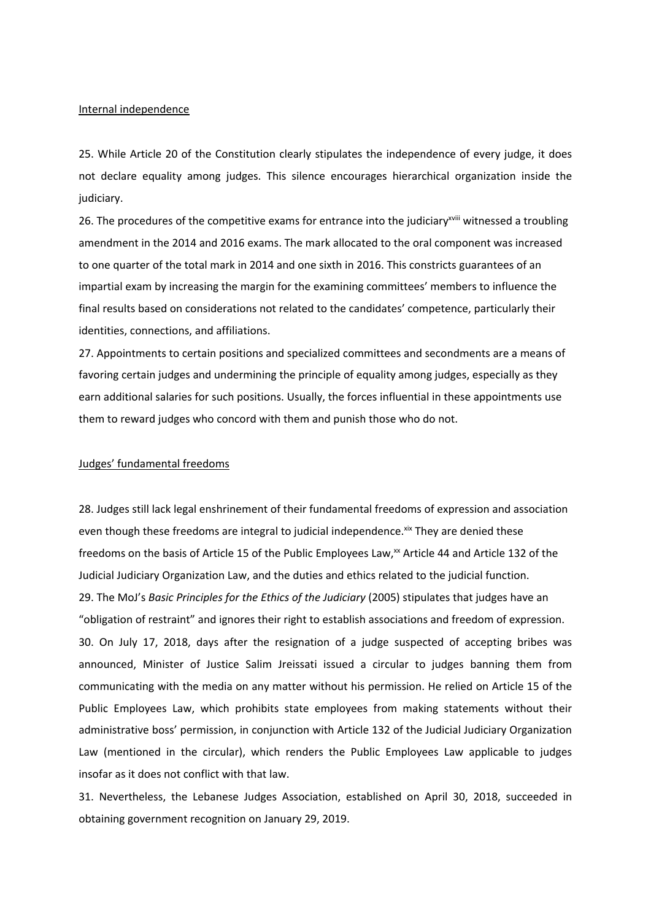Internal independence

25. While Article 20 of the Constitution clearly stipulates the independence of every judge, it does not declare equality among judges. This silence encourages hierarchical organization inside the judiciary.

26. The procedures of the competitive exams for entrance into the judiciary[xviii] witnessed a troubling amendment in the 2014 and 2016 exams. The mark allocated to the oral component was increased to one quarter of the total mark in 2014 and one sixth in 2016. This constricts guarantees of an impartial exam by increasing the margin for the examining committees' members to influence the final results based on considerations not related to the candidates' competence, particularly their identities, connections, and affiliations.

27. Appointments to certain positions and specialized committees and secondments are a means of favoring certain judges and undermining the principle of equality among judges, especially as they earn additional salaries for such positions. Usually, the forces influential in these appointments use them to reward judges who concord with them and punish those who do not.

Judges' fundamental freedoms

28. Judges still lack legal enshrinement of their fundamental freedoms of expression and association even though these freedoms are integral to judicial independence.[xix] They are denied these freedoms on the basis of Article 15 of the Public Employees Law,[xx] Article 44 and Article 132 of the Judicial Judiciary Organization Law, and the duties and ethics related to the judicial function.

29. The MoJ's *Basic Principles for the Ethics of the Judiciary* (2005) stipulates that judges have an "obligation of restraint" and ignores their right to establish associations and freedom of expression.

30. On July 17, 2018, days after the resignation of a judge suspected of accepting bribes was announced, Minister of Justice Salim Jreissati issued a circular to judges banning them from communicating with the media on any matter without his permission. He relied on Article 15 of the Public Employees Law, which prohibits state employees from making statements without their administrative boss' permission, in conjunction with Article 132 of the Judicial Judiciary Organization Law (mentioned in the circular), which renders the Public Employees Law applicable to judges insofar as it does not conflict with that law.

31. Nevertheless, the Lebanese Judges Association, established on April 30, 2018, succeeded in obtaining government recognition on January 29, 2019.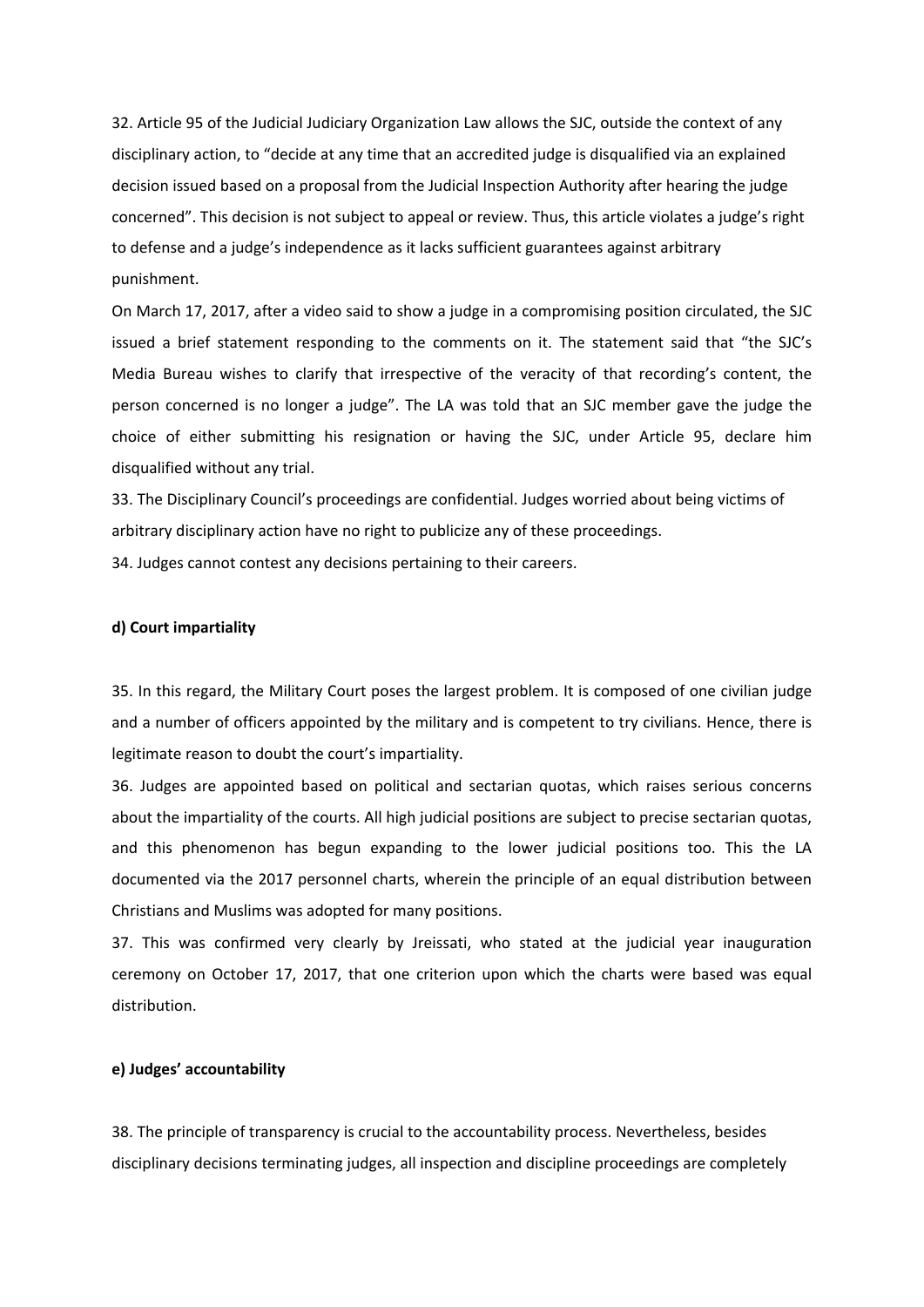32. Article 95 of the Judicial Judiciary Organization Law allows the SJC, outside the context of any disciplinary action, to "decide at any time that an accredited judge is disqualified via an explained decision issued based on a proposal from the Judicial Inspection Authority after hearing the judge concerned". This decision is not subject to appeal or review. Thus, this article violates a judge's right to defense and a judge's independence as it lacks sufficient guarantees against arbitrary punishment.

On March 17, 2017, after a video said to show a judge in a compromising position circulated, the SJC issued a brief statement responding to the comments on it. The statement said that "the SJC's Media Bureau wishes to clarify that irrespective of the veracity of that recording's content, the person concerned is no longer a judge". The LA was told that an SJC member gave the judge the choice of either submitting his resignation or having the SJC, under Article 95, declare him disqualified without any trial.

33. The Disciplinary Council's proceedings are confidential. Judges worried about being victims of arbitrary disciplinary action have no right to publicize any of these proceedings.

34. Judges cannot contest any decisions pertaining to their careers.

**d) Court impartiality**

35. In this regard, the Military Court poses the largest problem. It is composed of one civilian judge and a number of officers appointed by the military and is competent to try civilians. Hence, there is legitimate reason to doubt the court's impartiality.

36. Judges are appointed based on political and sectarian quotas, which raises serious concerns about the impartiality of the courts. All high judicial positions are subject to precise sectarian quotas, and this phenomenon has begun expanding to the lower judicial positions too. This the LA documented via the 2017 personnel charts, wherein the principle of an equal distribution between Christians and Muslims was adopted for many positions.

37. This was confirmed very clearly by Jreissati, who stated at the judicial year inauguration ceremony on October 17, 2017, that one criterion upon which the charts were based was equal distribution.

**e) Judges' accountability**

38. The principle of transparency is crucial to the accountability process. Nevertheless, besides disciplinary decisions terminating judges, all inspection and discipline proceedings are completely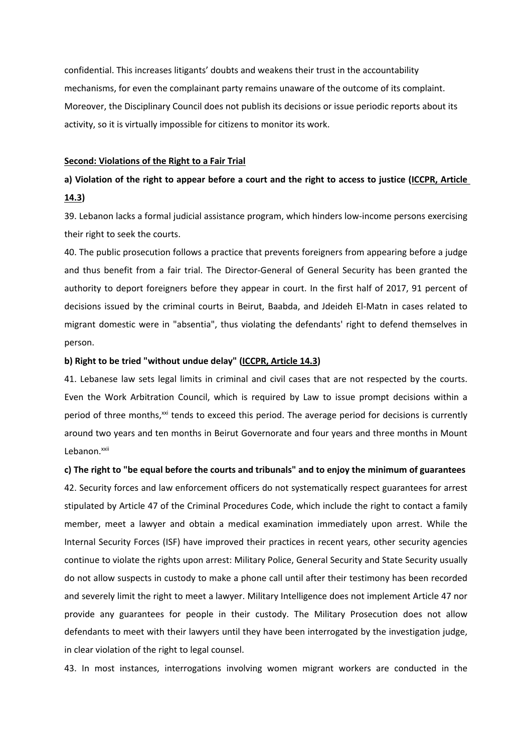confidential. This increases litigants' doubts and weakens their trust in the accountability mechanisms, for even the complainant party remains unaware of the outcome of its complaint. Moreover, the Disciplinary Council does not publish its decisions or issue periodic reports about its activity, so it is virtually impossible for citizens to monitor its work.

## Second: Violations of the Right to a Fair Trial

### a) Violation of the right to appear before a court and the right to access to justice (ICCPR, Article 14.3)

39. Lebanon lacks a formal judicial assistance program, which hinders low-income persons exercising their right to seek the courts.

40. The public prosecution follows a practice that prevents foreigners from appearing before a judge and thus benefit from a fair trial. The Director-General of General Security has been granted the authority to deport foreigners before they appear in court. In the first half of 2017, 91 percent of decisions issued by the criminal courts in Beirut, Baabda, and Jdeideh El-Matn in cases related to migrant domestic were in "absentia", thus violating the defendants' right to defend themselves in person.

### b) Right to be tried "without undue delay" (ICCPR, Article 14.3)

41. Lebanese law sets legal limits in criminal and civil cases that are not respected by the courts. Even the Work Arbitration Council, which is required by Law to issue prompt decisions within a period of three months,[xxi] tends to exceed this period. The average period for decisions is currently around two years and ten months in Beirut Governorate and four years and three months in Mount Lebanon.[xxii]

### c) The right to "be equal before the courts and tribunals" and to enjoy the minimum of guarantees

42. Security forces and law enforcement officers do not systematically respect guarantees for arrest stipulated by Article 47 of the Criminal Procedures Code, which include the right to contact a family member, meet a lawyer and obtain a medical examination immediately upon arrest. While the Internal Security Forces (ISF) have improved their practices in recent years, other security agencies continue to violate the rights upon arrest: Military Police, General Security and State Security usually do not allow suspects in custody to make a phone call until after their testimony has been recorded and severely limit the right to meet a lawyer. Military Intelligence does not implement Article 47 nor provide any guarantees for people in their custody. The Military Prosecution does not allow defendants to meet with their lawyers until they have been interrogated by the investigation judge, in clear violation of the right to legal counsel.

43. In most instances, interrogations involving women migrant workers are conducted in the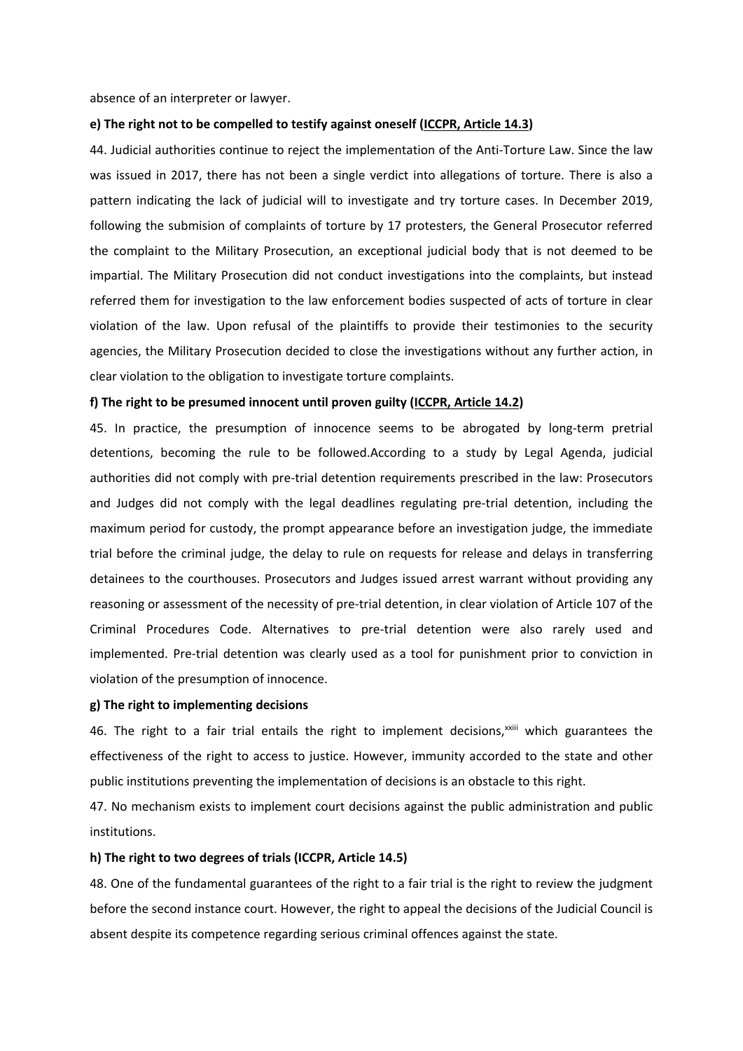absence of an interpreter or lawyer.

**e) The right not to be compelled to testify against oneself (ICCPR, Article 14.3)**

44. Judicial authorities continue to reject the implementation of the Anti-Torture Law. Since the law was issued in 2017, there has not been a single verdict into allegations of torture. There is also a pattern indicating the lack of judicial will to investigate and try torture cases. In December 2019, following the submision of complaints of torture by 17 protesters, the General Prosecutor referred the complaint to the Military Prosecution, an exceptional judicial body that is not deemed to be impartial. The Military Prosecution did not conduct investigations into the complaints, but instead referred them for investigation to the law enforcement bodies suspected of acts of torture in clear violation of the law. Upon refusal of the plaintiffs to provide their testimonies to the security agencies, the Military Prosecution decided to close the investigations without any further action, in clear violation to the obligation to investigate torture complaints.

**f) The right to be presumed innocent until proven guilty (ICCPR, Article 14.2)**

45. In practice, the presumption of innocence seems to be abrogated by long-term pretrial detentions, becoming the rule to be followed.According to a study by Legal Agenda, judicial authorities did not comply with pre-trial detention requirements prescribed in the law: Prosecutors and Judges did not comply with the legal deadlines regulating pre-trial detention, including the maximum period for custody, the prompt appearance before an investigation judge, the immediate trial before the criminal judge, the delay to rule on requests for release and delays in transferring detainees to the courthouses. Prosecutors and Judges issued arrest warrant without providing any reasoning or assessment of the necessity of pre-trial detention, in clear violation of Article 107 of the Criminal Procedures Code. Alternatives to pre-trial detention were also rarely used and implemented. Pre-trial detention was clearly used as a tool for punishment prior to conviction in violation of the presumption of innocence.

**g) The right to implementing decisions**

46. The right to a fair trial entails the right to implement decisions,[xxiii] which guarantees the effectiveness of the right to access to justice. However, immunity accorded to the state and other public institutions preventing the implementation of decisions is an obstacle to this right.

47. No mechanism exists to implement court decisions against the public administration and public institutions.

**h) The right to two degrees of trials (ICCPR, Article 14.5)**

48. One of the fundamental guarantees of the right to a fair trial is the right to review the judgment before the second instance court. However, the right to appeal the decisions of the Judicial Council is absent despite its competence regarding serious criminal offences against the state.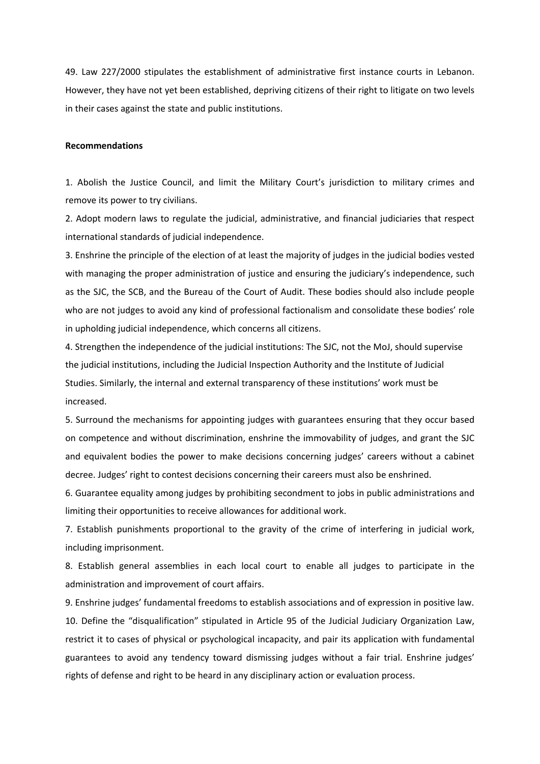49. Law 227/2000 stipulates the establishment of administrative first instance courts in Lebanon. However, they have not yet been established, depriving citizens of their right to litigate on two levels in their cases against the state and public institutions.

**Recommendations**

1. Abolish the Justice Council, and limit the Military Court's jurisdiction to military crimes and remove its power to try civilians.
2. Adopt modern laws to regulate the judicial, administrative, and financial judiciaries that respect international standards of judicial independence.
3. Enshrine the principle of the election of at least the majority of judges in the judicial bodies vested with managing the proper administration of justice and ensuring the judiciary's independence, such as the SJC, the SCB, and the Bureau of the Court of Audit. These bodies should also include people who are not judges to avoid any kind of professional factionalism and consolidate these bodies' role in upholding judicial independence, which concerns all citizens.
4. Strengthen the independence of the judicial institutions: The SJC, not the MoJ, should supervise the judicial institutions, including the Judicial Inspection Authority and the Institute of Judicial Studies. Similarly, the internal and external transparency of these institutions' work must be increased.
5. Surround the mechanisms for appointing judges with guarantees ensuring that they occur based on competence and without discrimination, enshrine the immovability of judges, and grant the SJC and equivalent bodies the power to make decisions concerning judges' careers without a cabinet decree. Judges' right to contest decisions concerning their careers must also be enshrined.
6. Guarantee equality among judges by prohibiting secondment to jobs in public administrations and limiting their opportunities to receive allowances for additional work.
7. Establish punishments proportional to the gravity of the crime of interfering in judicial work, including imprisonment.
8. Establish general assemblies in each local court to enable all judges to participate in the administration and improvement of court affairs.
9. Enshrine judges' fundamental freedoms to establish associations and of expression in positive law.
10. Define the "disqualification" stipulated in Article 95 of the Judicial Judiciary Organization Law, restrict it to cases of physical or psychological incapacity, and pair its application with fundamental guarantees to avoid any tendency toward dismissing judges without a fair trial. Enshrine judges' rights of defense and right to be heard in any disciplinary action or evaluation process.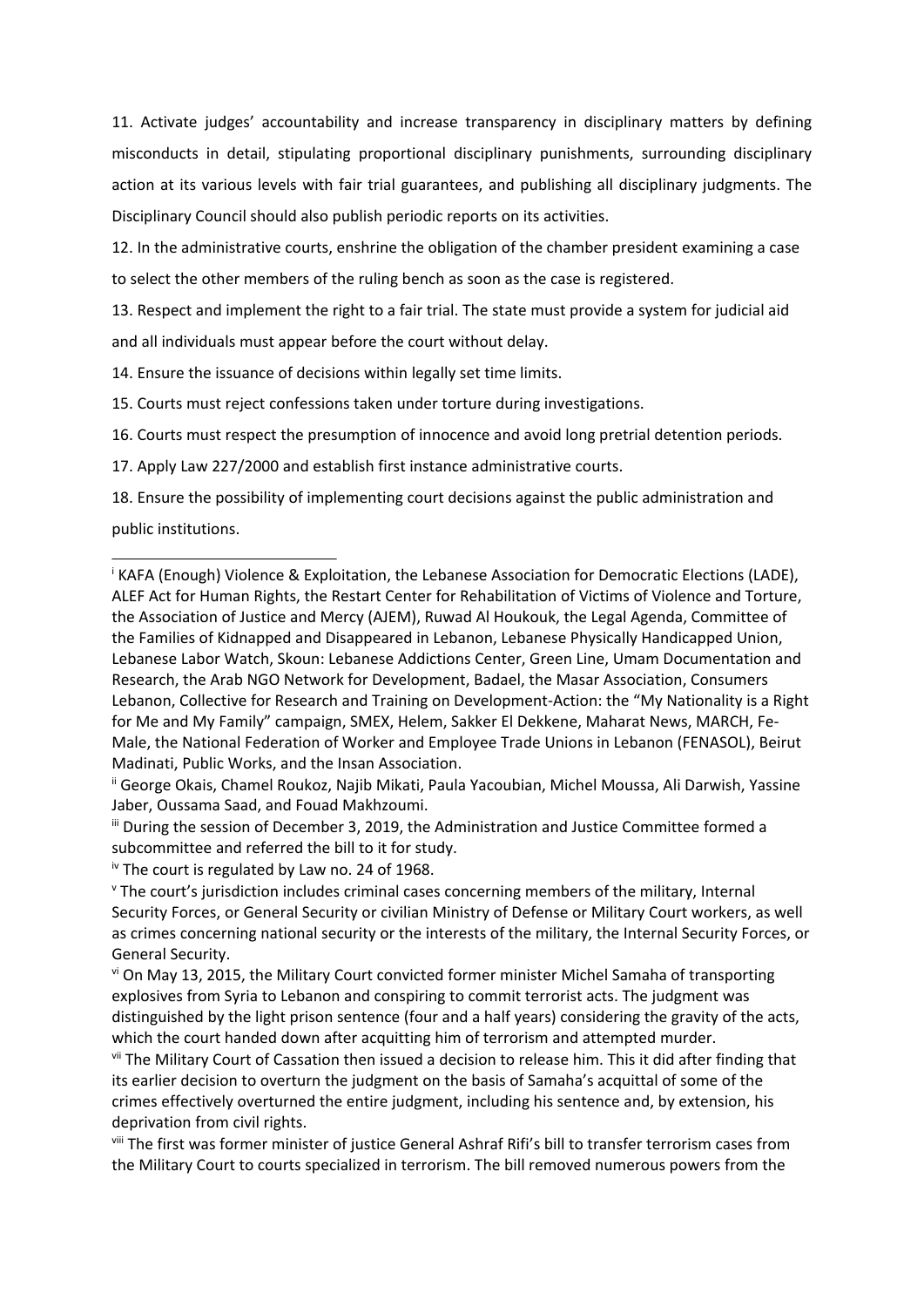11. Activate judges' accountability and increase transparency in disciplinary matters by defining misconducts in detail, stipulating proportional disciplinary punishments, surrounding disciplinary action at its various levels with fair trial guarantees, and publishing all disciplinary judgments. The Disciplinary Council should also publish periodic reports on its activities.

12. In the administrative courts, enshrine the obligation of the chamber president examining a case to select the other members of the ruling bench as soon as the case is registered.

13. Respect and implement the right to a fair trial. The state must provide a system for judicial aid and all individuals must appear before the court without delay.

14. Ensure the issuance of decisions within legally set time limits.

15. Courts must reject confessions taken under torture during investigations.

16. Courts must respect the presumption of innocence and avoid long pretrial detention periods.

17. Apply Law 227/2000 and establish first instance administrative courts.

18. Ensure the possibility of implementing court decisions against the public administration and public institutions.

---

[i] KAFA (Enough) Violence & Exploitation, the Lebanese Association for Democratic Elections (LADE), ALEF Act for Human Rights, the Restart Center for Rehabilitation of Victims of Violence and Torture, the Association of Justice and Mercy (AJEM), Ruwad Al Houkouk, the Legal Agenda, Committee of the Families of Kidnapped and Disappeared in Lebanon, Lebanese Physically Handicapped Union, Lebanese Labor Watch, Skoun: Lebanese Addictions Center, Green Line, Umam Documentation and Research, the Arab NGO Network for Development, Badael, the Masar Association, Consumers Lebanon, Collective for Research and Training on Development-Action: the "My Nationality is a Right for Me and My Family" campaign, SMEX, Helem, Sakker El Dekkene, Maharat News, MARCH, Fe-Male, the National Federation of Worker and Employee Trade Unions in Lebanon (FENASOL), Beirut Madinati, Public Works, and the Insan Association.

[ii] George Okais, Chamel Roukoz, Najib Mikati, Paula Yacoubian, Michel Moussa, Ali Darwish, Yassine Jaber, Oussama Saad, and Fouad Makhzoumi.

[iii] During the session of December 3, 2019, the Administration and Justice Committee formed a subcommittee and referred the bill to it for study.

[iv] The court is regulated by Law no. 24 of 1968.

[v] The court's jurisdiction includes criminal cases concerning members of the military, Internal Security Forces, or General Security or civilian Ministry of Defense or Military Court workers, as well as crimes concerning national security or the interests of the military, the Internal Security Forces, or General Security.

[vi] On May 13, 2015, the Military Court convicted former minister Michel Samaha of transporting explosives from Syria to Lebanon and conspiring to commit terrorist acts. The judgment was distinguished by the light prison sentence (four and a half years) considering the gravity of the acts, which the court handed down after acquitting him of terrorism and attempted murder.

[vii] The Military Court of Cassation then issued a decision to release him. This it did after finding that its earlier decision to overturn the judgment on the basis of Samaha's acquittal of some of the crimes effectively overturned the entire judgment, including his sentence and, by extension, his deprivation from civil rights.

[viii] The first was former minister of justice General Ashraf Rifi's bill to transfer terrorism cases from the Military Court to courts specialized in terrorism. The bill removed numerous powers from the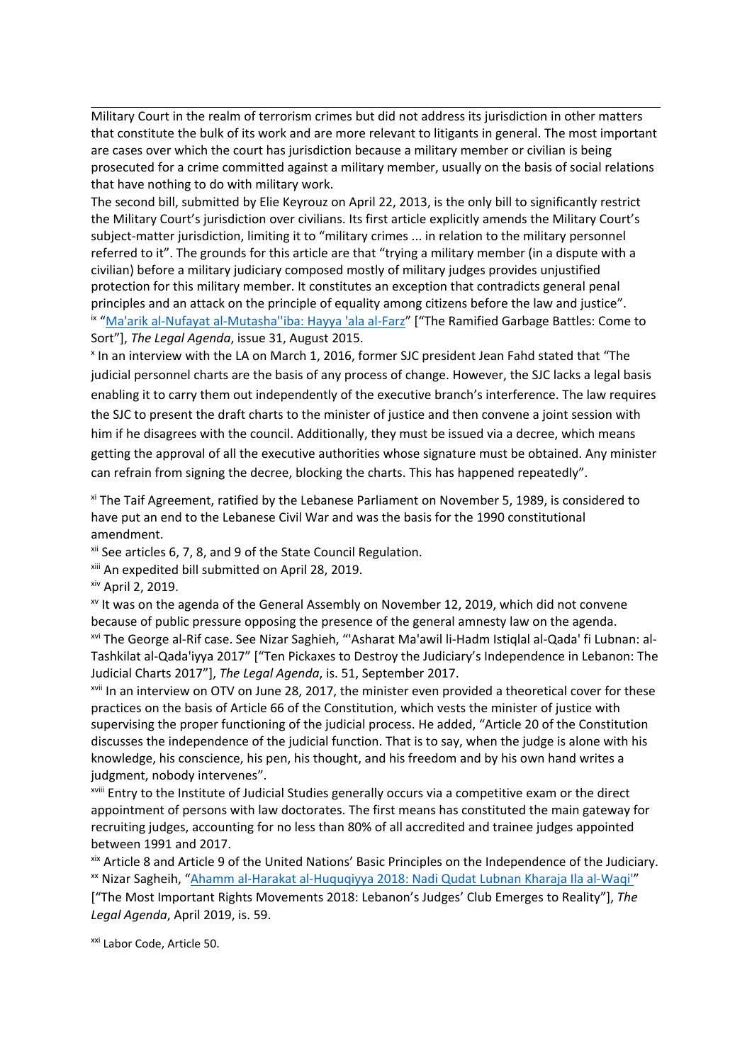Military Court in the realm of terrorism crimes but did not address its jurisdiction in other matters that constitute the bulk of its work and are more relevant to litigants in general. The most important are cases over which the court has jurisdiction because a military member or civilian is being prosecuted for a crime committed against a military member, usually on the basis of social relations that have nothing to do with military work.

The second bill, submitted by Elie Keyrouz on April 22, 2013, is the only bill to significantly restrict the Military Court's jurisdiction over civilians. Its first article explicitly amends the Military Court's subject-matter jurisdiction, limiting it to "military crimes ... in relation to the military personnel referred to it". The grounds for this article are that "trying a military member (in a dispute with a civilian) before a military judiciary composed mostly of military judges provides unjustified protection for this military member. It constitutes an exception that contradicts general penal principles and an attack on the principle of equality among citizens before the law and justice".

[ix] "Ma'arik al-Nufayat al-Mutasha''iba: Hayya 'ala al-Farz" ["The Ramified Garbage Battles: Come to Sort"], *The Legal Agenda*, issue 31, August 2015.

[x] In an interview with the LA on March 1, 2016, former SJC president Jean Fahd stated that "The judicial personnel charts are the basis of any process of change. However, the SJC lacks a legal basis enabling it to carry them out independently of the executive branch's interference. The law requires the SJC to present the draft charts to the minister of justice and then convene a joint session with him if he disagrees with the council. Additionally, they must be issued via a decree, which means getting the approval of all the executive authorities whose signature must be obtained. Any minister can refrain from signing the decree, blocking the charts. This has happened repeatedly".

[xi] The Taif Agreement, ratified by the Lebanese Parliament on November 5, 1989, is considered to have put an end to the Lebanese Civil War and was the basis for the 1990 constitutional amendment.

[xii] See articles 6, 7, 8, and 9 of the State Council Regulation.

[xiii] An expedited bill submitted on April 28, 2019.

[xiv] April 2, 2019.

[xv] It was on the agenda of the General Assembly on November 12, 2019, which did not convene because of public pressure opposing the presence of the general amnesty law on the agenda.

[xvi] The George al-Rif case. See Nizar Saghieh, "'Asharat Ma'awil li-Hadm Istiqlal al-Qada' fi Lubnan: al-Tashkilat al-Qada'iyya 2017" ["Ten Pickaxes to Destroy the Judiciary's Independence in Lebanon: The Judicial Charts 2017"], *The Legal Agenda*, is. 51, September 2017.

[xvii] In an interview on OTV on June 28, 2017, the minister even provided a theoretical cover for these practices on the basis of Article 66 of the Constitution, which vests the minister of justice with supervising the proper functioning of the judicial process. He added, "Article 20 of the Constitution discusses the independence of the judicial function. That is to say, when the judge is alone with his knowledge, his conscience, his pen, his thought, and his freedom and by his own hand writes a judgment, nobody intervenes".

[xviii] Entry to the Institute of Judicial Studies generally occurs via a competitive exam or the direct appointment of persons with law doctorates. The first means has constituted the main gateway for recruiting judges, accounting for no less than 80% of all accredited and trainee judges appointed between 1991 and 2017.

[xix] Article 8 and Article 9 of the United Nations' Basic Principles on the Independence of the Judiciary.

[xx] Nizar Sagheih, "Ahamm al-Harakat al-Huquqiyya 2018: Nadi Qudat Lubnan Kharaja Ila al-Waqi'" ["The Most Important Rights Movements 2018: Lebanon's Judges' Club Emerges to Reality"], *The Legal Agenda*, April 2019, is. 59.

[xxi] Labor Code, Article 50.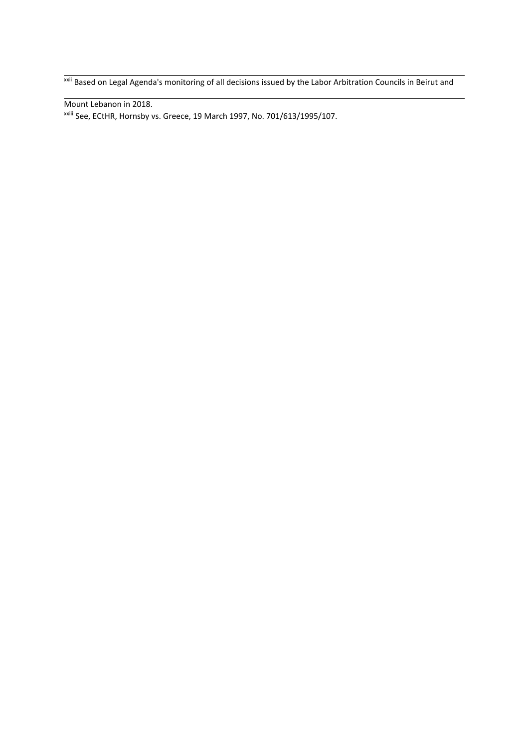[xxii] Based on Legal Agenda's monitoring of all decisions issued by the Labor Arbitration Councils in Beirut and Mount Lebanon in 2018.

[xxiii] See, ECtHR, Hornsby vs. Greece, 19 March 1997, No. 701/613/1995/107.